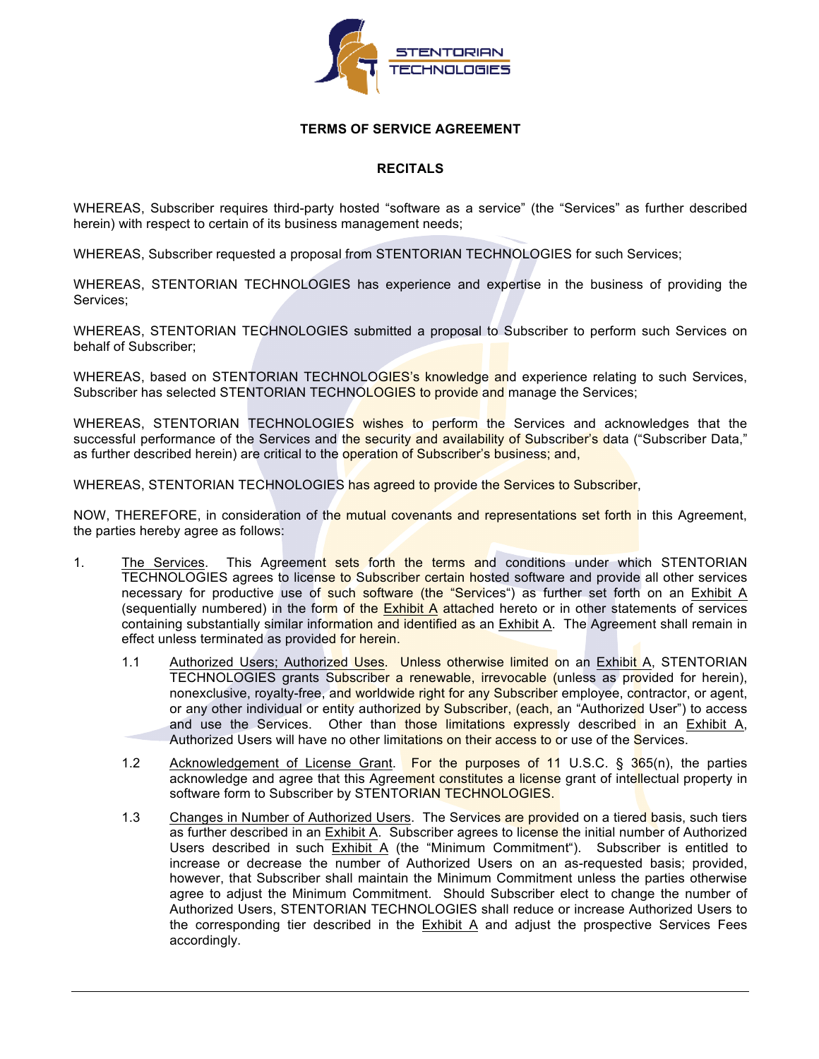STENTORIAN TECHNOLOGIES

**TERMS OF SERVICE AGREEMENT**

**RECITALS**

WHEREAS, Subscriber requires third-party hosted "software as a service" (the "Services" as further described herein) with respect to certain of its business management needs;

WHEREAS, Subscriber requested a proposal from STENTORIAN TECHNOLOGIES for such Services;

WHEREAS, STENTORIAN TECHNOLOGIES has experience and expertise in the business of providing the Services;

WHEREAS, STENTORIAN TECHNOLOGIES submitted a proposal to Subscriber to perform such Services on behalf of Subscriber;

WHEREAS, based on STENTORIAN TECHNOLOGIES's knowledge and experience relating to such Services, Subscriber has selected STENTORIAN TECHNOLOGIES to provide and manage the Services;

WHEREAS, STENTORIAN TECHNOLOGIES wishes to perform the Services and acknowledges that the successful performance of the Services and the security and availability of Subscriber's data ("Subscriber Data," as further described herein) are critical to the operation of Subscriber's business; and,

WHEREAS, STENTORIAN TECHNOLOGIES has agreed to provide the Services to Subscriber,

NOW, THEREFORE, in consideration of the mutual covenants and representations set forth in this Agreement, the parties hereby agree as follows:

1. The Services. This Agreement sets forth the terms and conditions under which STENTORIAN TECHNOLOGIES agrees to license to Subscriber certain hosted software and provide all other services necessary for productive use of such software (the "Services") as further set forth on an Exhibit A (sequentially numbered) in the form of the Exhibit A attached hereto or in other statements of services containing substantially similar information and identified as an Exhibit A. The Agreement shall remain in effect unless terminated as provided for herein.

   1.1 Authorized Users; Authorized Uses. Unless otherwise limited on an Exhibit A, STENTORIAN TECHNOLOGIES grants Subscriber a renewable, irrevocable (unless as provided for herein), nonexclusive, royalty-free, and worldwide right for any Subscriber employee, contractor, or agent, or any other individual or entity authorized by Subscriber, (each, an "Authorized User") to access and use the Services. Other than those limitations expressly described in an Exhibit A, Authorized Users will have no other limitations on their access to or use of the Services.

   1.2 Acknowledgement of License Grant. For the purposes of 11 U.S.C. § 365(n), the parties acknowledge and agree that this Agreement constitutes a license grant of intellectual property in software form to Subscriber by STENTORIAN TECHNOLOGIES.

   1.3 Changes in Number of Authorized Users. The Services are provided on a tiered basis, such tiers as further described in an Exhibit A. Subscriber agrees to license the initial number of Authorized Users described in such Exhibit A (the "Minimum Commitment"). Subscriber is entitled to increase or decrease the number of Authorized Users on an as-requested basis; provided, however, that Subscriber shall maintain the Minimum Commitment unless the parties otherwise agree to adjust the Minimum Commitment. Should Subscriber elect to change the number of Authorized Users, STENTORIAN TECHNOLOGIES shall reduce or increase Authorized Users to the corresponding tier described in the Exhibit A and adjust the prospective Services Fees accordingly.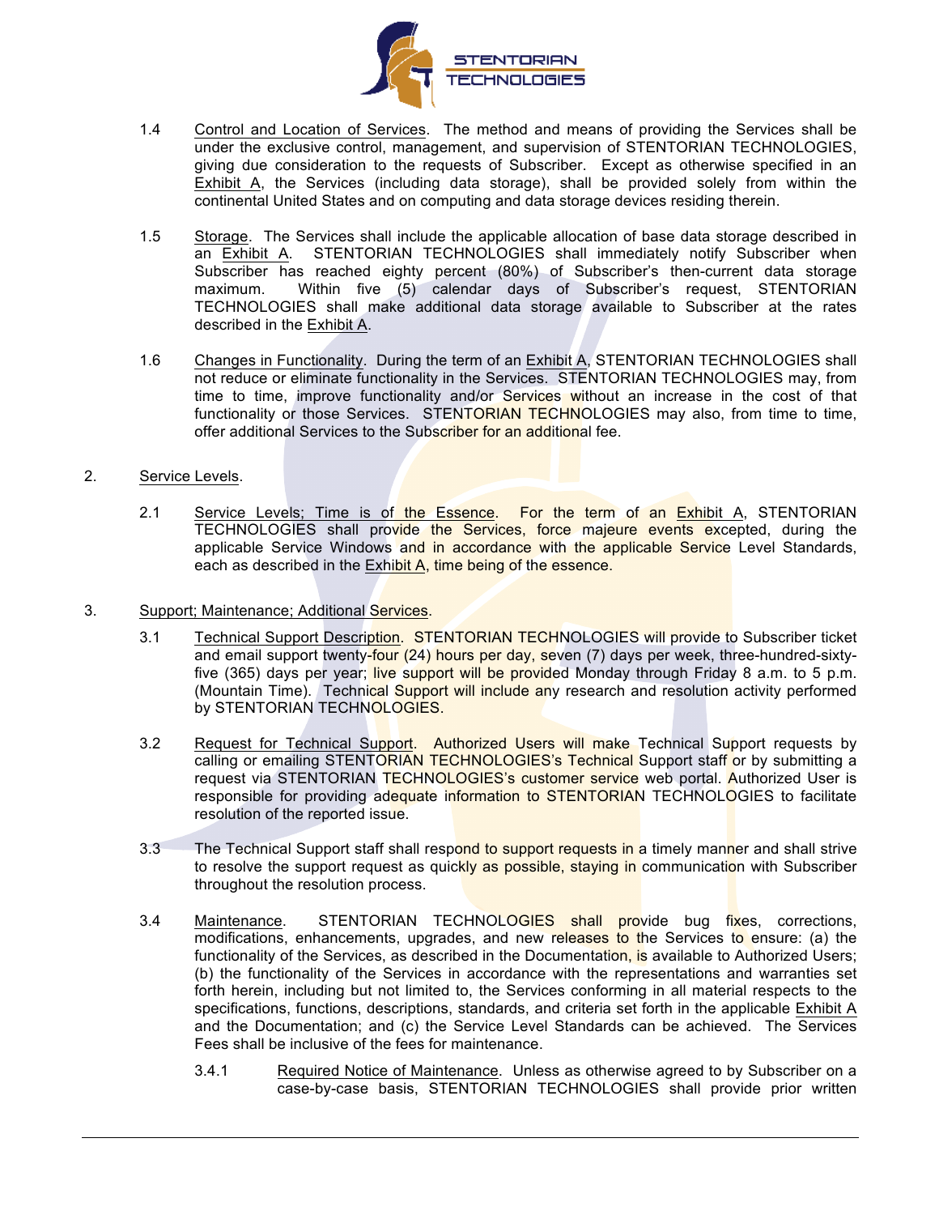1.4 Control and Location of Services. The method and means of providing the Services shall be under the exclusive control, management, and supervision of STENTORIAN TECHNOLOGIES, giving due consideration to the requests of Subscriber. Except as otherwise specified in an Exhibit A, the Services (including data storage), shall be provided solely from within the continental United States and on computing and data storage devices residing therein.

1.5 Storage. The Services shall include the applicable allocation of base data storage described in an Exhibit A. STENTORIAN TECHNOLOGIES shall immediately notify Subscriber when Subscriber has reached eighty percent (80%) of Subscriber's then-current data storage maximum. Within five (5) calendar days of Subscriber's request, STENTORIAN TECHNOLOGIES shall make additional data storage available to Subscriber at the rates described in the Exhibit A.

1.6 Changes in Functionality. During the term of an Exhibit A, STENTORIAN TECHNOLOGIES shall not reduce or eliminate functionality in the Services. STENTORIAN TECHNOLOGIES may, from time to time, improve functionality and/or Services without an increase in the cost of that functionality or those Services. STENTORIAN TECHNOLOGIES may also, from time to time, offer additional Services to the Subscriber for an additional fee.

2. Service Levels.

2.1 Service Levels; Time is of the Essence. For the term of an Exhibit A, STENTORIAN TECHNOLOGIES shall provide the Services, force majeure events excepted, during the applicable Service Windows and in accordance with the applicable Service Level Standards, each as described in the Exhibit A, time being of the essence.

3. Support; Maintenance; Additional Services.

3.1 Technical Support Description. STENTORIAN TECHNOLOGIES will provide to Subscriber ticket and email support twenty-four (24) hours per day, seven (7) days per week, three-hundred-sixty-five (365) days per year; live support will be provided Monday through Friday 8 a.m. to 5 p.m. (Mountain Time). Technical Support will include any research and resolution activity performed by STENTORIAN TECHNOLOGIES.

3.2 Request for Technical Support. Authorized Users will make Technical Support requests by calling or emailing STENTORIAN TECHNOLOGIES's Technical Support staff or by submitting a request via STENTORIAN TECHNOLOGIES's customer service web portal. Authorized User is responsible for providing adequate information to STENTORIAN TECHNOLOGIES to facilitate resolution of the reported issue.

3.3 The Technical Support staff shall respond to support requests in a timely manner and shall strive to resolve the support request as quickly as possible, staying in communication with Subscriber throughout the resolution process.

3.4 Maintenance. STENTORIAN TECHNOLOGIES shall provide bug fixes, corrections, modifications, enhancements, upgrades, and new releases to the Services to ensure: (a) the functionality of the Services, as described in the Documentation, is available to Authorized Users; (b) the functionality of the Services in accordance with the representations and warranties set forth herein, including but not limited to, the Services conforming in all material respects to the specifications, functions, descriptions, standards, and criteria set forth in the applicable Exhibit A and the Documentation; and (c) the Service Level Standards can be achieved. The Services Fees shall be inclusive of the fees for maintenance.

3.4.1 Required Notice of Maintenance. Unless as otherwise agreed to by Subscriber on a case-by-case basis, STENTORIAN TECHNOLOGIES shall provide prior written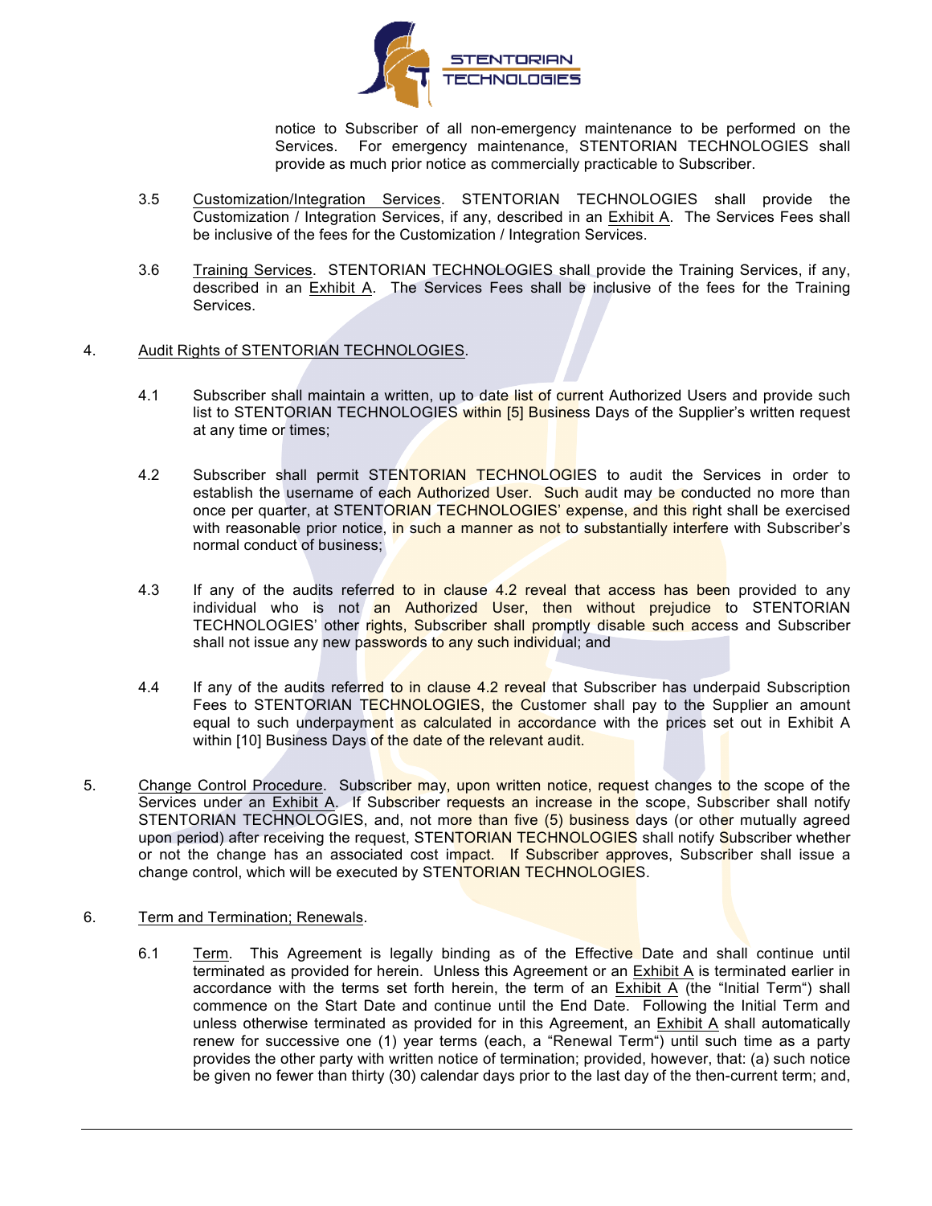notice to Subscriber of all non-emergency maintenance to be performed on the Services. For emergency maintenance, STENTORIAN TECHNOLOGIES shall provide as much prior notice as commercially practicable to Subscriber.

3.5 Customization/Integration Services. STENTORIAN TECHNOLOGIES shall provide the Customization / Integration Services, if any, described in an Exhibit A. The Services Fees shall be inclusive of the fees for the Customization / Integration Services.

3.6 Training Services. STENTORIAN TECHNOLOGIES shall provide the Training Services, if any, described in an Exhibit A. The Services Fees shall be inclusive of the fees for the Training Services.

4. Audit Rights of STENTORIAN TECHNOLOGIES.

4.1 Subscriber shall maintain a written, up to date list of current Authorized Users and provide such list to STENTORIAN TECHNOLOGIES within [5] Business Days of the Supplier's written request at any time or times;

4.2 Subscriber shall permit STENTORIAN TECHNOLOGIES to audit the Services in order to establish the username of each Authorized User. Such audit may be conducted no more than once per quarter, at STENTORIAN TECHNOLOGIES' expense, and this right shall be exercised with reasonable prior notice, in such a manner as not to substantially interfere with Subscriber's normal conduct of business;

4.3 If any of the audits referred to in clause 4.2 reveal that access has been provided to any individual who is not an Authorized User, then without prejudice to STENTORIAN TECHNOLOGIES' other rights, Subscriber shall promptly disable such access and Subscriber shall not issue any new passwords to any such individual; and

4.4 If any of the audits referred to in clause 4.2 reveal that Subscriber has underpaid Subscription Fees to STENTORIAN TECHNOLOGIES, the Customer shall pay to the Supplier an amount equal to such underpayment as calculated in accordance with the prices set out in Exhibit A within [10] Business Days of the date of the relevant audit.

5. Change Control Procedure. Subscriber may, upon written notice, request changes to the scope of the Services under an Exhibit A. If Subscriber requests an increase in the scope, Subscriber shall notify STENTORIAN TECHNOLOGIES, and, not more than five (5) business days (or other mutually agreed upon period) after receiving the request, STENTORIAN TECHNOLOGIES shall notify Subscriber whether or not the change has an associated cost impact. If Subscriber approves, Subscriber shall issue a change control, which will be executed by STENTORIAN TECHNOLOGIES.

6. Term and Termination; Renewals.

6.1 Term. This Agreement is legally binding as of the Effective Date and shall continue until terminated as provided for herein. Unless this Agreement or an Exhibit A is terminated earlier in accordance with the terms set forth herein, the term of an Exhibit A (the "Initial Term") shall commence on the Start Date and continue until the End Date. Following the Initial Term and unless otherwise terminated as provided for in this Agreement, an Exhibit A shall automatically renew for successive one (1) year terms (each, a "Renewal Term") until such time as a party provides the other party with written notice of termination; provided, however, that: (a) such notice be given no fewer than thirty (30) calendar days prior to the last day of the then-current term; and,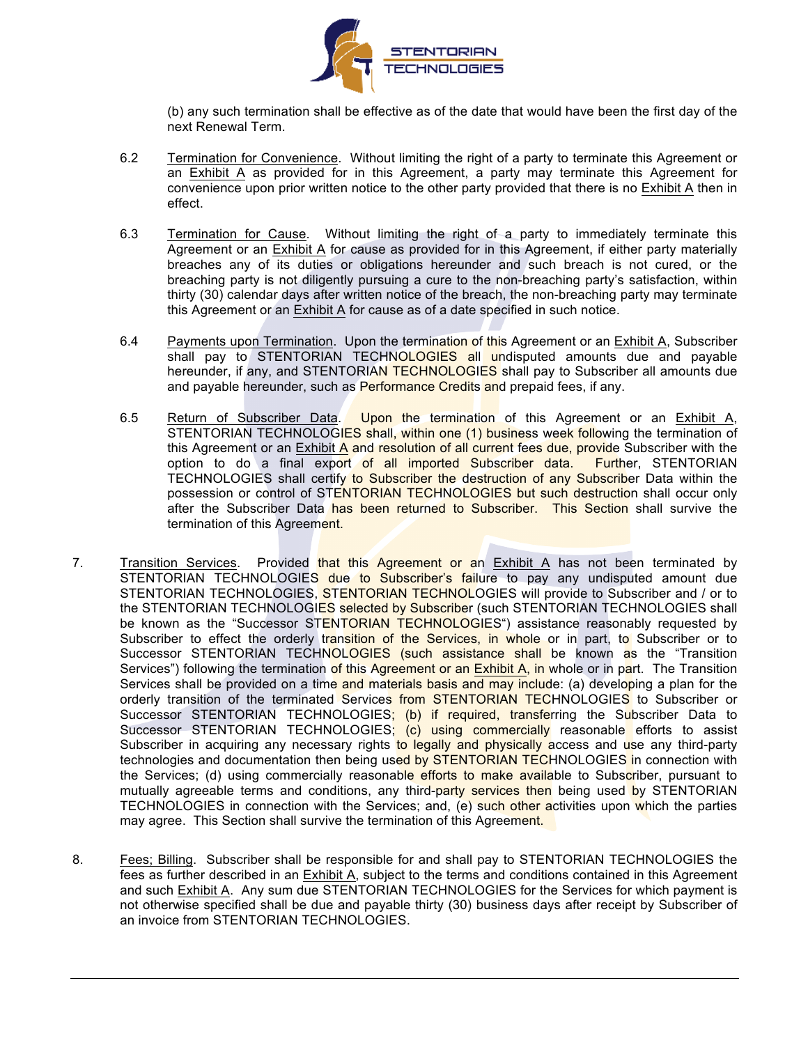(b) any such termination shall be effective as of the date that would have been the first day of the next Renewal Term.

6.2 Termination for Convenience. Without limiting the right of a party to terminate this Agreement or an Exhibit A as provided for in this Agreement, a party may terminate this Agreement for convenience upon prior written notice to the other party provided that there is no Exhibit A then in effect.

6.3 Termination for Cause. Without limiting the right of a party to immediately terminate this Agreement or an Exhibit A for cause as provided for in this Agreement, if either party materially breaches any of its duties or obligations hereunder and such breach is not cured, or the breaching party is not diligently pursuing a cure to the non-breaching party's satisfaction, within thirty (30) calendar days after written notice of the breach, the non-breaching party may terminate this Agreement or an Exhibit A for cause as of a date specified in such notice.

6.4 Payments upon Termination. Upon the termination of this Agreement or an Exhibit A, Subscriber shall pay to STENTORIAN TECHNOLOGIES all undisputed amounts due and payable hereunder, if any, and STENTORIAN TECHNOLOGIES shall pay to Subscriber all amounts due and payable hereunder, such as Performance Credits and prepaid fees, if any.

6.5 Return of Subscriber Data. Upon the termination of this Agreement or an Exhibit A, STENTORIAN TECHNOLOGIES shall, within one (1) business week following the termination of this Agreement or an Exhibit A and resolution of all current fees due, provide Subscriber with the option to do a final export of all imported Subscriber data. Further, STENTORIAN TECHNOLOGIES shall certify to Subscriber the destruction of any Subscriber Data within the possession or control of STENTORIAN TECHNOLOGIES but such destruction shall occur only after the Subscriber Data has been returned to Subscriber. This Section shall survive the termination of this Agreement.

7. Transition Services. Provided that this Agreement or an Exhibit A has not been terminated by STENTORIAN TECHNOLOGIES due to Subscriber's failure to pay any undisputed amount due STENTORIAN TECHNOLOGIES, STENTORIAN TECHNOLOGIES will provide to Subscriber and / or to the STENTORIAN TECHNOLOGIES selected by Subscriber (such STENTORIAN TECHNOLOGIES shall be known as the "Successor STENTORIAN TECHNOLOGIES") assistance reasonably requested by Subscriber to effect the orderly transition of the Services, in whole or in part, to Subscriber or to Successor STENTORIAN TECHNOLOGIES (such assistance shall be known as the "Transition Services") following the termination of this Agreement or an Exhibit A, in whole or in part. The Transition Services shall be provided on a time and materials basis and may include: (a) developing a plan for the orderly transition of the terminated Services from STENTORIAN TECHNOLOGIES to Subscriber or Successor STENTORIAN TECHNOLOGIES; (b) if required, transferring the Subscriber Data to Successor STENTORIAN TECHNOLOGIES; (c) using commercially reasonable efforts to assist Subscriber in acquiring any necessary rights to legally and physically access and use any third-party technologies and documentation then being used by STENTORIAN TECHNOLOGIES in connection with the Services; (d) using commercially reasonable efforts to make available to Subscriber, pursuant to mutually agreeable terms and conditions, any third-party services then being used by STENTORIAN TECHNOLOGIES in connection with the Services; and, (e) such other activities upon which the parties may agree. This Section shall survive the termination of this Agreement.

8. Fees; Billing. Subscriber shall be responsible for and shall pay to STENTORIAN TECHNOLOGIES the fees as further described in an Exhibit A, subject to the terms and conditions contained in this Agreement and such Exhibit A. Any sum due STENTORIAN TECHNOLOGIES for the Services for which payment is not otherwise specified shall be due and payable thirty (30) business days after receipt by Subscriber of an invoice from STENTORIAN TECHNOLOGIES.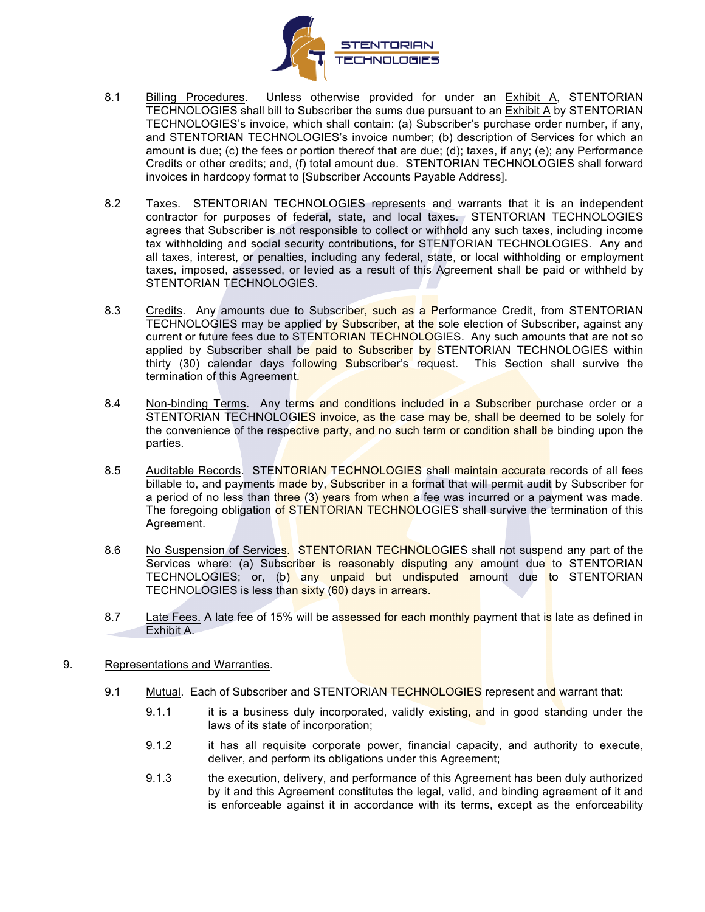8.1 Billing Procedures. Unless otherwise provided for under an Exhibit A, STENTORIAN TECHNOLOGIES shall bill to Subscriber the sums due pursuant to an Exhibit A by STENTORIAN TECHNOLOGIES's invoice, which shall contain: (a) Subscriber's purchase order number, if any, and STENTORIAN TECHNOLOGIES's invoice number; (b) description of Services for which an amount is due; (c) the fees or portion thereof that are due; (d); taxes, if any; (e); any Performance Credits or other credits; and, (f) total amount due. STENTORIAN TECHNOLOGIES shall forward invoices in hardcopy format to [Subscriber Accounts Payable Address].

8.2 Taxes. STENTORIAN TECHNOLOGIES represents and warrants that it is an independent contractor for purposes of federal, state, and local taxes. STENTORIAN TECHNOLOGIES agrees that Subscriber is not responsible to collect or withhold any such taxes, including income tax withholding and social security contributions, for STENTORIAN TECHNOLOGIES. Any and all taxes, interest, or penalties, including any federal, state, or local withholding or employment taxes, imposed, assessed, or levied as a result of this Agreement shall be paid or withheld by STENTORIAN TECHNOLOGIES.

8.3 Credits. Any amounts due to Subscriber, such as a Performance Credit, from STENTORIAN TECHNOLOGIES may be applied by Subscriber, at the sole election of Subscriber, against any current or future fees due to STENTORIAN TECHNOLOGIES. Any such amounts that are not so applied by Subscriber shall be paid to Subscriber by STENTORIAN TECHNOLOGIES within thirty (30) calendar days following Subscriber's request. This Section shall survive the termination of this Agreement.

8.4 Non-binding Terms. Any terms and conditions included in a Subscriber purchase order or a STENTORIAN TECHNOLOGIES invoice, as the case may be, shall be deemed to be solely for the convenience of the respective party, and no such term or condition shall be binding upon the parties.

8.5 Auditable Records. STENTORIAN TECHNOLOGIES shall maintain accurate records of all fees billable to, and payments made by, Subscriber in a format that will permit audit by Subscriber for a period of no less than three (3) years from when a fee was incurred or a payment was made. The foregoing obligation of STENTORIAN TECHNOLOGIES shall survive the termination of this Agreement.

8.6 No Suspension of Services. STENTORIAN TECHNOLOGIES shall not suspend any part of the Services where: (a) Subscriber is reasonably disputing any amount due to STENTORIAN TECHNOLOGIES; or, (b) any unpaid but undisputed amount due to STENTORIAN TECHNOLOGIES is less than sixty (60) days in arrears.

8.7 Late Fees. A late fee of 15% will be assessed for each monthly payment that is late as defined in Exhibit A.

9. Representations and Warranties.

9.1 Mutual. Each of Subscriber and STENTORIAN TECHNOLOGIES represent and warrant that:

9.1.1 it is a business duly incorporated, validly existing, and in good standing under the laws of its state of incorporation;

9.1.2 it has all requisite corporate power, financial capacity, and authority to execute, deliver, and perform its obligations under this Agreement;

9.1.3 the execution, delivery, and performance of this Agreement has been duly authorized by it and this Agreement constitutes the legal, valid, and binding agreement of it and is enforceable against it in accordance with its terms, except as the enforceability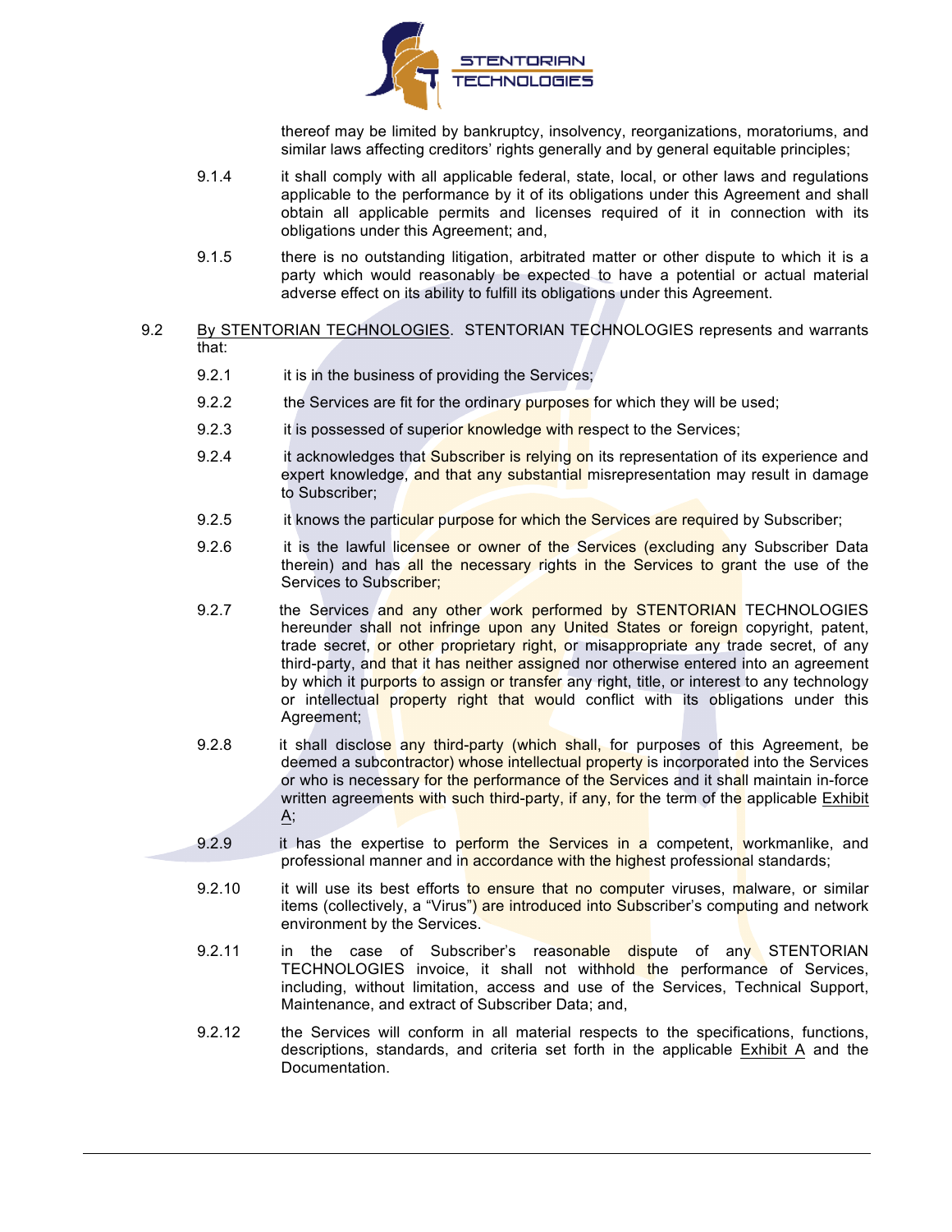thereof may be limited by bankruptcy, insolvency, reorganizations, moratoriums, and similar laws affecting creditors' rights generally and by general equitable principles;

9.1.4 it shall comply with all applicable federal, state, local, or other laws and regulations applicable to the performance by it of its obligations under this Agreement and shall obtain all applicable permits and licenses required of it in connection with its obligations under this Agreement; and,

9.1.5 there is no outstanding litigation, arbitrated matter or other dispute to which it is a party which would reasonably be expected to have a potential or actual material adverse effect on its ability to fulfill its obligations under this Agreement.

9.2 By STENTORIAN TECHNOLOGIES. STENTORIAN TECHNOLOGIES represents and warrants that:

9.2.1 it is in the business of providing the Services;

9.2.2 the Services are fit for the ordinary purposes for which they will be used;

9.2.3 it is possessed of superior knowledge with respect to the Services;

9.2.4 it acknowledges that Subscriber is relying on its representation of its experience and expert knowledge, and that any substantial misrepresentation may result in damage to Subscriber;

9.2.5 it knows the particular purpose for which the Services are required by Subscriber;

9.2.6 it is the lawful licensee or owner of the Services (excluding any Subscriber Data therein) and has all the necessary rights in the Services to grant the use of the Services to Subscriber;

9.2.7 the Services and any other work performed by STENTORIAN TECHNOLOGIES hereunder shall not infringe upon any United States or foreign copyright, patent, trade secret, or other proprietary right, or misappropriate any trade secret, of any third-party, and that it has neither assigned nor otherwise entered into an agreement by which it purports to assign or transfer any right, title, or interest to any technology or intellectual property right that would conflict with its obligations under this Agreement;

9.2.8 it shall disclose any third-party (which shall, for purposes of this Agreement, be deemed a subcontractor) whose intellectual property is incorporated into the Services or who is necessary for the performance of the Services and it shall maintain in-force written agreements with such third-party, if any, for the term of the applicable Exhibit A;

9.2.9 it has the expertise to perform the Services in a competent, workmanlike, and professional manner and in accordance with the highest professional standards;

9.2.10 it will use its best efforts to ensure that no computer viruses, malware, or similar items (collectively, a "Virus") are introduced into Subscriber's computing and network environment by the Services.

9.2.11 in the case of Subscriber's reasonable dispute of any STENTORIAN TECHNOLOGIES invoice, it shall not withhold the performance of Services, including, without limitation, access and use of the Services, Technical Support, Maintenance, and extract of Subscriber Data; and,

9.2.12 the Services will conform in all material respects to the specifications, functions, descriptions, standards, and criteria set forth in the applicable Exhibit A and the Documentation.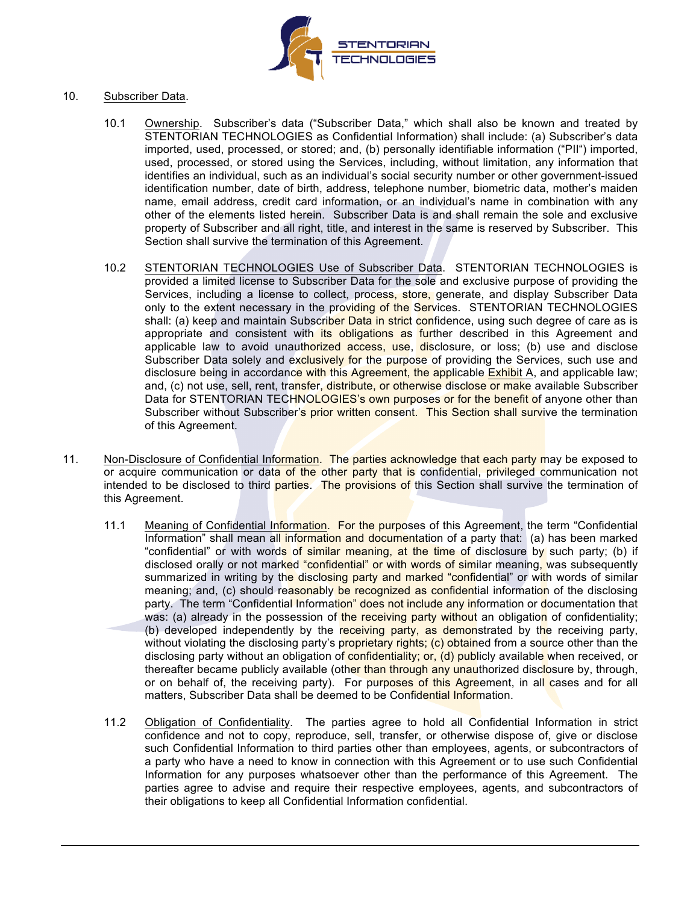10. Subscriber Data.

10.1 Ownership. Subscriber's data ("Subscriber Data," which shall also be known and treated by STENTORIAN TECHNOLOGIES as Confidential Information) shall include: (a) Subscriber's data imported, used, processed, or stored; and, (b) personally identifiable information ("PII") imported, used, processed, or stored using the Services, including, without limitation, any information that identifies an individual, such as an individual's social security number or other government-issued identification number, date of birth, address, telephone number, biometric data, mother's maiden name, email address, credit card information, or an individual's name in combination with any other of the elements listed herein. Subscriber Data is and shall remain the sole and exclusive property of Subscriber and all right, title, and interest in the same is reserved by Subscriber. This Section shall survive the termination of this Agreement.

10.2 STENTORIAN TECHNOLOGIES Use of Subscriber Data. STENTORIAN TECHNOLOGIES is provided a limited license to Subscriber Data for the sole and exclusive purpose of providing the Services, including a license to collect, process, store, generate, and display Subscriber Data only to the extent necessary in the providing of the Services. STENTORIAN TECHNOLOGIES shall: (a) keep and maintain Subscriber Data in strict confidence, using such degree of care as is appropriate and consistent with its obligations as further described in this Agreement and applicable law to avoid unauthorized access, use, disclosure, or loss; (b) use and disclose Subscriber Data solely and exclusively for the purpose of providing the Services, such use and disclosure being in accordance with this Agreement, the applicable Exhibit A, and applicable law; and, (c) not use, sell, rent, transfer, distribute, or otherwise disclose or make available Subscriber Data for STENTORIAN TECHNOLOGIES's own purposes or for the benefit of anyone other than Subscriber without Subscriber's prior written consent. This Section shall survive the termination of this Agreement.

11. Non-Disclosure of Confidential Information. The parties acknowledge that each party may be exposed to or acquire communication or data of the other party that is confidential, privileged communication not intended to be disclosed to third parties. The provisions of this Section shall survive the termination of this Agreement.

11.1 Meaning of Confidential Information. For the purposes of this Agreement, the term "Confidential Information" shall mean all information and documentation of a party that: (a) has been marked "confidential" or with words of similar meaning, at the time of disclosure by such party; (b) if disclosed orally or not marked "confidential" or with words of similar meaning, was subsequently summarized in writing by the disclosing party and marked "confidential" or with words of similar meaning; and, (c) should reasonably be recognized as confidential information of the disclosing party. The term "Confidential Information" does not include any information or documentation that was: (a) already in the possession of the receiving party without an obligation of confidentiality; (b) developed independently by the receiving party, as demonstrated by the receiving party, without violating the disclosing party's proprietary rights; (c) obtained from a source other than the disclosing party without an obligation of confidentiality; or, (d) publicly available when received, or thereafter became publicly available (other than through any unauthorized disclosure by, through, or on behalf of, the receiving party). For purposes of this Agreement, in all cases and for all matters, Subscriber Data shall be deemed to be Confidential Information.

11.2 Obligation of Confidentiality. The parties agree to hold all Confidential Information in strict confidence and not to copy, reproduce, sell, transfer, or otherwise dispose of, give or disclose such Confidential Information to third parties other than employees, agents, or subcontractors of a party who have a need to know in connection with this Agreement or to use such Confidential Information for any purposes whatsoever other than the performance of this Agreement. The parties agree to advise and require their respective employees, agents, and subcontractors of their obligations to keep all Confidential Information confidential.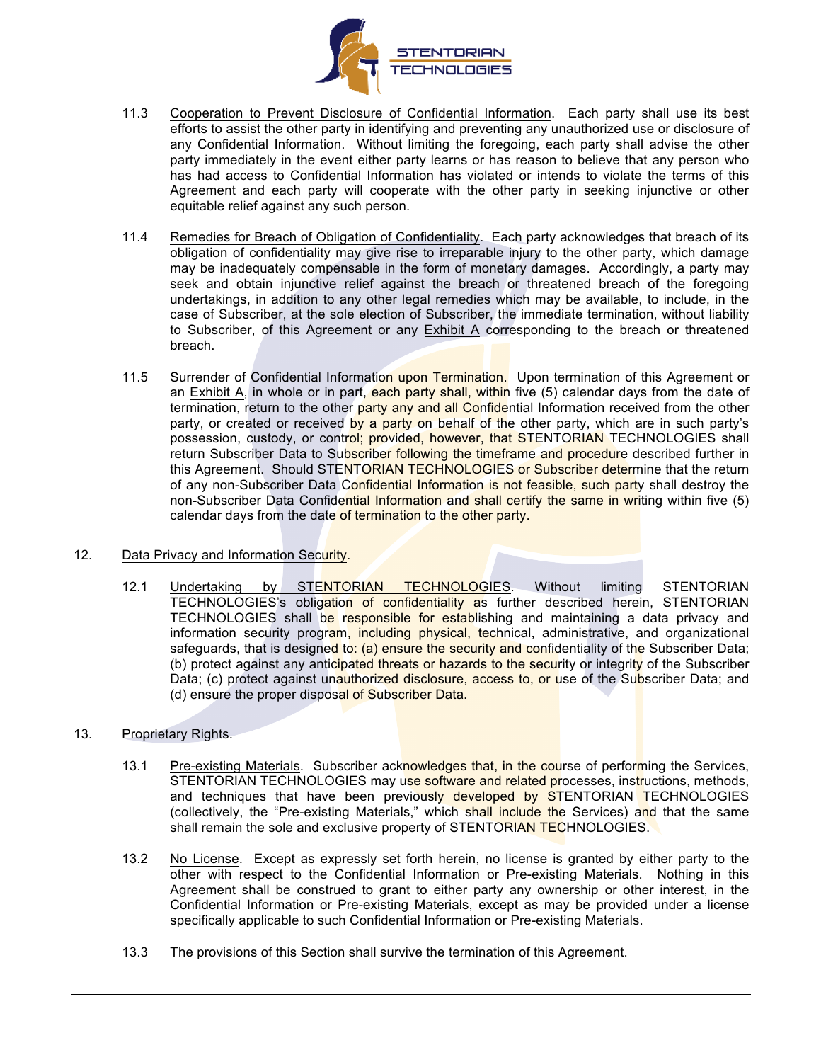11.3 Cooperation to Prevent Disclosure of Confidential Information. Each party shall use its best efforts to assist the other party in identifying and preventing any unauthorized use or disclosure of any Confidential Information. Without limiting the foregoing, each party shall advise the other party immediately in the event either party learns or has reason to believe that any person who has had access to Confidential Information has violated or intends to violate the terms of this Agreement and each party will cooperate with the other party in seeking injunctive or other equitable relief against any such person.

11.4 Remedies for Breach of Obligation of Confidentiality. Each party acknowledges that breach of its obligation of confidentiality may give rise to irreparable injury to the other party, which damage may be inadequately compensable in the form of monetary damages. Accordingly, a party may seek and obtain injunctive relief against the breach or threatened breach of the foregoing undertakings, in addition to any other legal remedies which may be available, to include, in the case of Subscriber, at the sole election of Subscriber, the immediate termination, without liability to Subscriber, of this Agreement or any Exhibit A corresponding to the breach or threatened breach.

11.5 Surrender of Confidential Information upon Termination. Upon termination of this Agreement or an Exhibit A, in whole or in part, each party shall, within five (5) calendar days from the date of termination, return to the other party any and all Confidential Information received from the other party, or created or received by a party on behalf of the other party, which are in such party's possession, custody, or control; provided, however, that STENTORIAN TECHNOLOGIES shall return Subscriber Data to Subscriber following the timeframe and procedure described further in this Agreement. Should STENTORIAN TECHNOLOGIES or Subscriber determine that the return of any non-Subscriber Data Confidential Information is not feasible, such party shall destroy the non-Subscriber Data Confidential Information and shall certify the same in writing within five (5) calendar days from the date of termination to the other party.

12. Data Privacy and Information Security.

12.1 Undertaking by STENTORIAN TECHNOLOGIES. Without limiting STENTORIAN TECHNOLOGIES's obligation of confidentiality as further described herein, STENTORIAN TECHNOLOGIES shall be responsible for establishing and maintaining a data privacy and information security program, including physical, technical, administrative, and organizational safeguards, that is designed to: (a) ensure the security and confidentiality of the Subscriber Data; (b) protect against any anticipated threats or hazards to the security or integrity of the Subscriber Data; (c) protect against unauthorized disclosure, access to, or use of the Subscriber Data; and (d) ensure the proper disposal of Subscriber Data.

13. Proprietary Rights.

13.1 Pre-existing Materials. Subscriber acknowledges that, in the course of performing the Services, STENTORIAN TECHNOLOGIES may use software and related processes, instructions, methods, and techniques that have been previously developed by STENTORIAN TECHNOLOGIES (collectively, the "Pre-existing Materials," which shall include the Services) and that the same shall remain the sole and exclusive property of STENTORIAN TECHNOLOGIES.

13.2 No License. Except as expressly set forth herein, no license is granted by either party to the other with respect to the Confidential Information or Pre-existing Materials. Nothing in this Agreement shall be construed to grant to either party any ownership or other interest, in the Confidential Information or Pre-existing Materials, except as may be provided under a license specifically applicable to such Confidential Information or Pre-existing Materials.

13.3 The provisions of this Section shall survive the termination of this Agreement.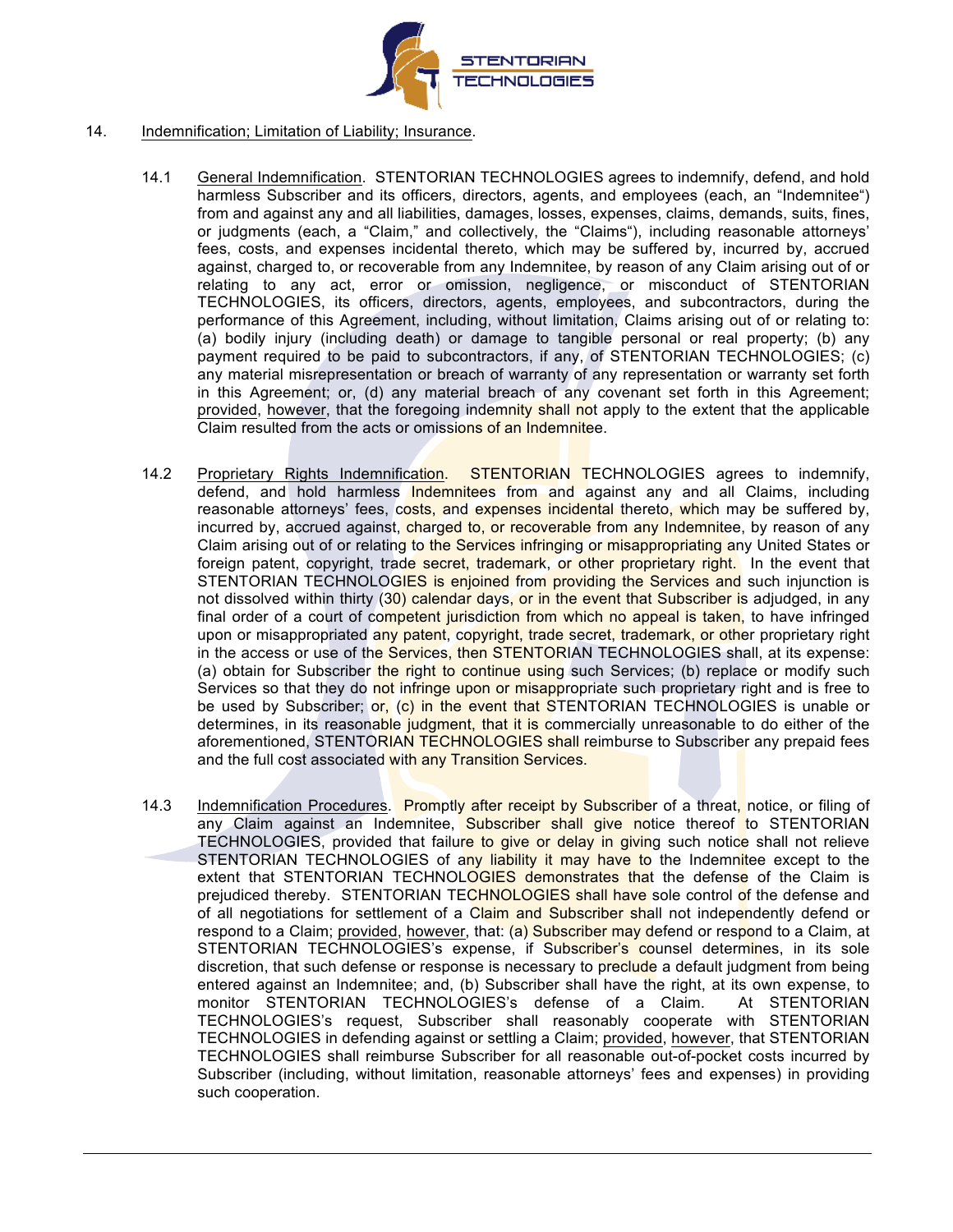14. Indemnification; Limitation of Liability; Insurance.

14.1 General Indemnification. STENTORIAN TECHNOLOGIES agrees to indemnify, defend, and hold harmless Subscriber and its officers, directors, agents, and employees (each, an "Indemnitee") from and against any and all liabilities, damages, losses, expenses, claims, demands, suits, fines, or judgments (each, a "Claim," and collectively, the "Claims"), including reasonable attorneys' fees, costs, and expenses incidental thereto, which may be suffered by, incurred by, accrued against, charged to, or recoverable from any Indemnitee, by reason of any Claim arising out of or relating to any act, error or omission, negligence, or misconduct of STENTORIAN TECHNOLOGIES, its officers, directors, agents, employees, and subcontractors, during the performance of this Agreement, including, without limitation, Claims arising out of or relating to: (a) bodily injury (including death) or damage to tangible personal or real property; (b) any payment required to be paid to subcontractors, if any, of STENTORIAN TECHNOLOGIES; (c) any material misrepresentation or breach of warranty of any representation or warranty set forth in this Agreement; or, (d) any material breach of any covenant set forth in this Agreement; provided, however, that the foregoing indemnity shall not apply to the extent that the applicable Claim resulted from the acts or omissions of an Indemnitee.

14.2 Proprietary Rights Indemnification. STENTORIAN TECHNOLOGIES agrees to indemnify, defend, and hold harmless Indemnitees from and against any and all Claims, including reasonable attorneys' fees, costs, and expenses incidental thereto, which may be suffered by, incurred by, accrued against, charged to, or recoverable from any Indemnitee, by reason of any Claim arising out of or relating to the Services infringing or misappropriating any United States or foreign patent, copyright, trade secret, trademark, or other proprietary right. In the event that STENTORIAN TECHNOLOGIES is enjoined from providing the Services and such injunction is not dissolved within thirty (30) calendar days, or in the event that Subscriber is adjudged, in any final order of a court of competent jurisdiction from which no appeal is taken, to have infringed upon or misappropriated any patent, copyright, trade secret, trademark, or other proprietary right in the access or use of the Services, then STENTORIAN TECHNOLOGIES shall, at its expense: (a) obtain for Subscriber the right to continue using such Services; (b) replace or modify such Services so that they do not infringe upon or misappropriate such proprietary right and is free to be used by Subscriber; or, (c) in the event that STENTORIAN TECHNOLOGIES is unable or determines, in its reasonable judgment, that it is commercially unreasonable to do either of the aforementioned, STENTORIAN TECHNOLOGIES shall reimburse to Subscriber any prepaid fees and the full cost associated with any Transition Services.

14.3 Indemnification Procedures. Promptly after receipt by Subscriber of a threat, notice, or filing of any Claim against an Indemnitee, Subscriber shall give notice thereof to STENTORIAN TECHNOLOGIES, provided that failure to give or delay in giving such notice shall not relieve STENTORIAN TECHNOLOGIES of any liability it may have to the Indemnitee except to the extent that STENTORIAN TECHNOLOGIES demonstrates that the defense of the Claim is prejudiced thereby. STENTORIAN TECHNOLOGIES shall have sole control of the defense and of all negotiations for settlement of a Claim and Subscriber shall not independently defend or respond to a Claim; provided, however, that: (a) Subscriber may defend or respond to a Claim, at STENTORIAN TECHNOLOGIES's expense, if Subscriber's counsel determines, in its sole discretion, that such defense or response is necessary to preclude a default judgment from being entered against an Indemnitee; and, (b) Subscriber shall have the right, at its own expense, to monitor STENTORIAN TECHNOLOGIES's defense of a Claim. At STENTORIAN TECHNOLOGIES's request, Subscriber shall reasonably cooperate with STENTORIAN TECHNOLOGIES in defending against or settling a Claim; provided, however, that STENTORIAN TECHNOLOGIES shall reimburse Subscriber for all reasonable out-of-pocket costs incurred by Subscriber (including, without limitation, reasonable attorneys' fees and expenses) in providing such cooperation.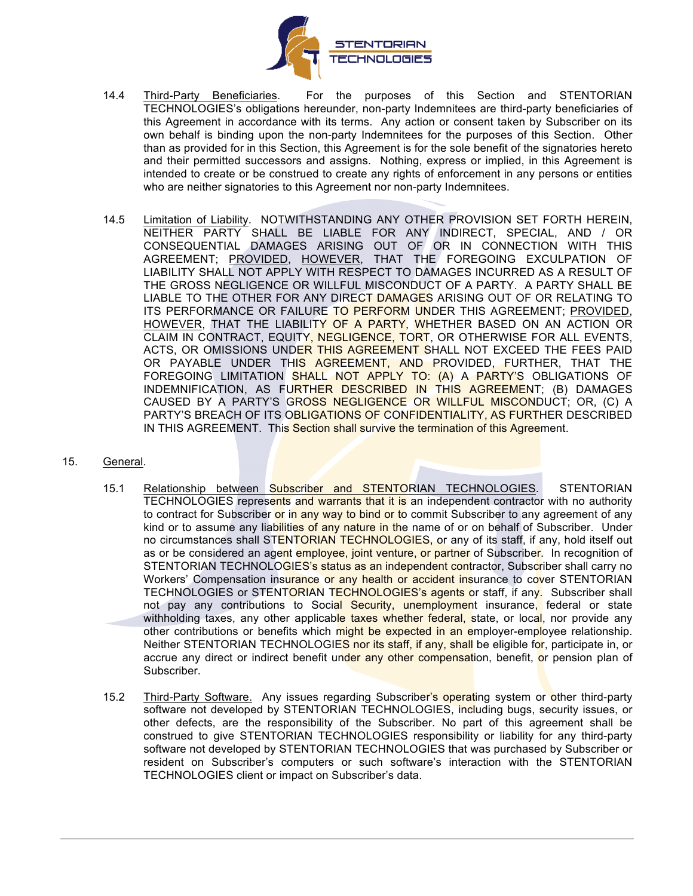14.4 Third-Party Beneficiaries. For the purposes of this Section and STENTORIAN TECHNOLOGIES's obligations hereunder, non-party Indemnitees are third-party beneficiaries of this Agreement in accordance with its terms. Any action or consent taken by Subscriber on its own behalf is binding upon the non-party Indemnitees for the purposes of this Section. Other than as provided for in this Section, this Agreement is for the sole benefit of the signatories hereto and their permitted successors and assigns. Nothing, express or implied, in this Agreement is intended to create or be construed to create any rights of enforcement in any persons or entities who are neither signatories to this Agreement nor non-party Indemnitees.

14.5 Limitation of Liability. NOTWITHSTANDING ANY OTHER PROVISION SET FORTH HEREIN, NEITHER PARTY SHALL BE LIABLE FOR ANY INDIRECT, SPECIAL, AND / OR CONSEQUENTIAL DAMAGES ARISING OUT OF OR IN CONNECTION WITH THIS AGREEMENT; PROVIDED, HOWEVER, THAT THE FOREGOING EXCULPATION OF LIABILITY SHALL NOT APPLY WITH RESPECT TO DAMAGES INCURRED AS A RESULT OF THE GROSS NEGLIGENCE OR WILLFUL MISCONDUCT OF A PARTY. A PARTY SHALL BE LIABLE TO THE OTHER FOR ANY DIRECT DAMAGES ARISING OUT OF OR RELATING TO ITS PERFORMANCE OR FAILURE TO PERFORM UNDER THIS AGREEMENT; PROVIDED, HOWEVER, THAT THE LIABILITY OF A PARTY, WHETHER BASED ON AN ACTION OR CLAIM IN CONTRACT, EQUITY, NEGLIGENCE, TORT, OR OTHERWISE FOR ALL EVENTS, ACTS, OR OMISSIONS UNDER THIS AGREEMENT SHALL NOT EXCEED THE FEES PAID OR PAYABLE UNDER THIS AGREEMENT, AND PROVIDED, FURTHER, THAT THE FOREGOING LIMITATION SHALL NOT APPLY TO: (A) A PARTY'S OBLIGATIONS OF INDEMNIFICATION, AS FURTHER DESCRIBED IN THIS AGREEMENT; (B) DAMAGES CAUSED BY A PARTY'S GROSS NEGLIGENCE OR WILLFUL MISCONDUCT; OR, (C) A PARTY'S BREACH OF ITS OBLIGATIONS OF CONFIDENTIALITY, AS FURTHER DESCRIBED IN THIS AGREEMENT. This Section shall survive the termination of this Agreement.

## 15. General.

15.1 Relationship between Subscriber and STENTORIAN TECHNOLOGIES. STENTORIAN TECHNOLOGIES represents and warrants that it is an independent contractor with no authority to contract for Subscriber or in any way to bind or to commit Subscriber to any agreement of any kind or to assume any liabilities of any nature in the name of or on behalf of Subscriber. Under no circumstances shall STENTORIAN TECHNOLOGIES, or any of its staff, if any, hold itself out as or be considered an agent employee, joint venture, or partner of Subscriber. In recognition of STENTORIAN TECHNOLOGIES's status as an independent contractor, Subscriber shall carry no Workers' Compensation insurance or any health or accident insurance to cover STENTORIAN TECHNOLOGIES or STENTORIAN TECHNOLOGIES's agents or staff, if any. Subscriber shall not pay any contributions to Social Security, unemployment insurance, federal or state withholding taxes, any other applicable taxes whether federal, state, or local, nor provide any other contributions or benefits which might be expected in an employer-employee relationship. Neither STENTORIAN TECHNOLOGIES nor its staff, if any, shall be eligible for, participate in, or accrue any direct or indirect benefit under any other compensation, benefit, or pension plan of Subscriber.

15.2 Third-Party Software. Any issues regarding Subscriber's operating system or other third-party software not developed by STENTORIAN TECHNOLOGIES, including bugs, security issues, or other defects, are the responsibility of the Subscriber. No part of this agreement shall be construed to give STENTORIAN TECHNOLOGIES responsibility or liability for any third-party software not developed by STENTORIAN TECHNOLOGIES that was purchased by Subscriber or resident on Subscriber's computers or such software's interaction with the STENTORIAN TECHNOLOGIES client or impact on Subscriber's data.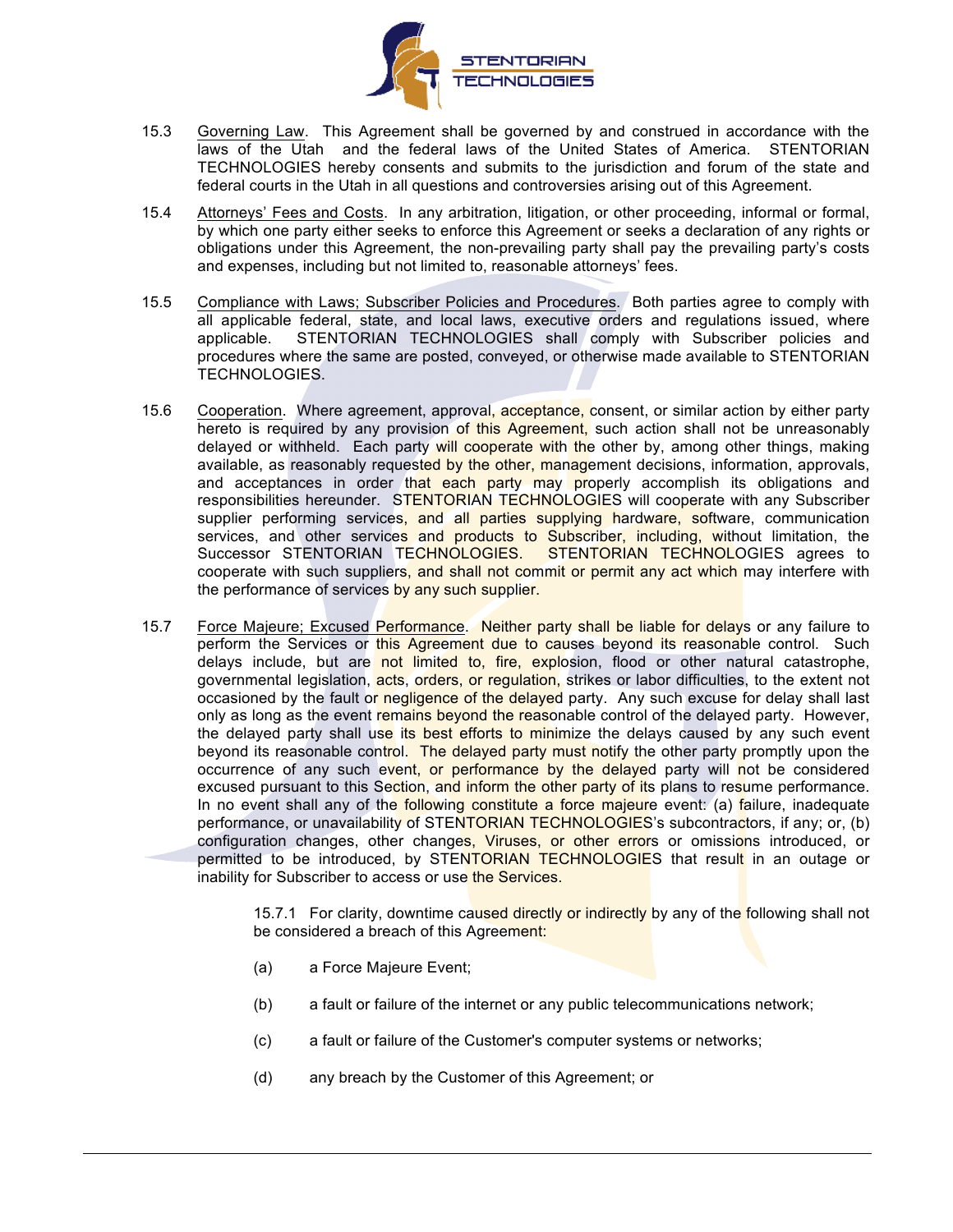15.3 Governing Law. This Agreement shall be governed by and construed in accordance with the laws of the Utah and the federal laws of the United States of America. STENTORIAN TECHNOLOGIES hereby consents and submits to the jurisdiction and forum of the state and federal courts in the Utah in all questions and controversies arising out of this Agreement.

15.4 Attorneys' Fees and Costs. In any arbitration, litigation, or other proceeding, informal or formal, by which one party either seeks to enforce this Agreement or seeks a declaration of any rights or obligations under this Agreement, the non-prevailing party shall pay the prevailing party's costs and expenses, including but not limited to, reasonable attorneys' fees.

15.5 Compliance with Laws; Subscriber Policies and Procedures. Both parties agree to comply with all applicable federal, state, and local laws, executive orders and regulations issued, where applicable. STENTORIAN TECHNOLOGIES shall comply with Subscriber policies and procedures where the same are posted, conveyed, or otherwise made available to STENTORIAN TECHNOLOGIES.

15.6 Cooperation. Where agreement, approval, acceptance, consent, or similar action by either party hereto is required by any provision of this Agreement, such action shall not be unreasonably delayed or withheld. Each party will cooperate with the other by, among other things, making available, as reasonably requested by the other, management decisions, information, approvals, and acceptances in order that each party may properly accomplish its obligations and responsibilities hereunder. STENTORIAN TECHNOLOGIES will cooperate with any Subscriber supplier performing services, and all parties supplying hardware, software, communication services, and other services and products to Subscriber, including, without limitation, the Successor STENTORIAN TECHNOLOGIES. STENTORIAN TECHNOLOGIES agrees to cooperate with such suppliers, and shall not commit or permit any act which may interfere with the performance of services by any such supplier.

15.7 Force Majeure; Excused Performance. Neither party shall be liable for delays or any failure to perform the Services or this Agreement due to causes beyond its reasonable control. Such delays include, but are not limited to, fire, explosion, flood or other natural catastrophe, governmental legislation, acts, orders, or regulation, strikes or labor difficulties, to the extent not occasioned by the fault or negligence of the delayed party. Any such excuse for delay shall last only as long as the event remains beyond the reasonable control of the delayed party. However, the delayed party shall use its best efforts to minimize the delays caused by any such event beyond its reasonable control. The delayed party must notify the other party promptly upon the occurrence of any such event, or performance by the delayed party will not be considered excused pursuant to this Section, and inform the other party of its plans to resume performance. In no event shall any of the following constitute a force majeure event: (a) failure, inadequate performance, or unavailability of STENTORIAN TECHNOLOGIES's subcontractors, if any; or, (b) configuration changes, other changes, Viruses, or other errors or omissions introduced, or permitted to be introduced, by STENTORIAN TECHNOLOGIES that result in an outage or inability for Subscriber to access or use the Services.

15.7.1 For clarity, downtime caused directly or indirectly by any of the following shall not be considered a breach of this Agreement:

(a) a Force Majeure Event;

(b) a fault or failure of the internet or any public telecommunications network;

(c) a fault or failure of the Customer's computer systems or networks;

(d) any breach by the Customer of this Agreement; or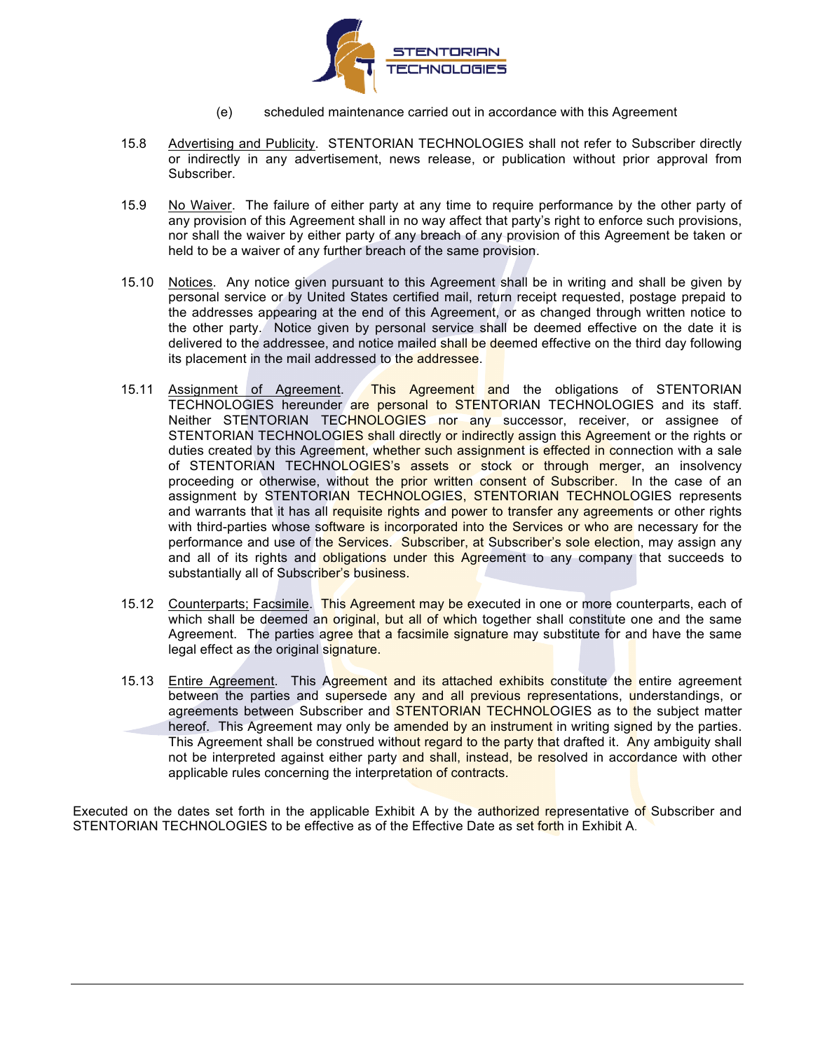(e) scheduled maintenance carried out in accordance with this Agreement

15.8 Advertising and Publicity. STENTORIAN TECHNOLOGIES shall not refer to Subscriber directly or indirectly in any advertisement, news release, or publication without prior approval from Subscriber.

15.9 No Waiver. The failure of either party at any time to require performance by the other party of any provision of this Agreement shall in no way affect that party's right to enforce such provisions, nor shall the waiver by either party of any breach of any provision of this Agreement be taken or held to be a waiver of any further breach of the same provision.

15.10 Notices. Any notice given pursuant to this Agreement shall be in writing and shall be given by personal service or by United States certified mail, return receipt requested, postage prepaid to the addresses appearing at the end of this Agreement, or as changed through written notice to the other party. Notice given by personal service shall be deemed effective on the date it is delivered to the addressee, and notice mailed shall be deemed effective on the third day following its placement in the mail addressed to the addressee.

15.11 Assignment of Agreement. This Agreement and the obligations of STENTORIAN TECHNOLOGIES hereunder are personal to STENTORIAN TECHNOLOGIES and its staff. Neither STENTORIAN TECHNOLOGIES nor any successor, receiver, or assignee of STENTORIAN TECHNOLOGIES shall directly or indirectly assign this Agreement or the rights or duties created by this Agreement, whether such assignment is effected in connection with a sale of STENTORIAN TECHNOLOGIES's assets or stock or through merger, an insolvency proceeding or otherwise, without the prior written consent of Subscriber. In the case of an assignment by STENTORIAN TECHNOLOGIES, STENTORIAN TECHNOLOGIES represents and warrants that it has all requisite rights and power to transfer any agreements or other rights with third-parties whose software is incorporated into the Services or who are necessary for the performance and use of the Services. Subscriber, at Subscriber's sole election, may assign any and all of its rights and obligations under this Agreement to any company that succeeds to substantially all of Subscriber's business.

15.12 Counterparts; Facsimile. This Agreement may be executed in one or more counterparts, each of which shall be deemed an original, but all of which together shall constitute one and the same Agreement. The parties agree that a facsimile signature may substitute for and have the same legal effect as the original signature.

15.13 Entire Agreement. This Agreement and its attached exhibits constitute the entire agreement between the parties and supersede any and all previous representations, understandings, or agreements between Subscriber and STENTORIAN TECHNOLOGIES as to the subject matter hereof. This Agreement may only be amended by an instrument in writing signed by the parties. This Agreement shall be construed without regard to the party that drafted it. Any ambiguity shall not be interpreted against either party and shall, instead, be resolved in accordance with other applicable rules concerning the interpretation of contracts.

Executed on the dates set forth in the applicable Exhibit A by the authorized representative of Subscriber and STENTORIAN TECHNOLOGIES to be effective as of the Effective Date as set forth in Exhibit A.